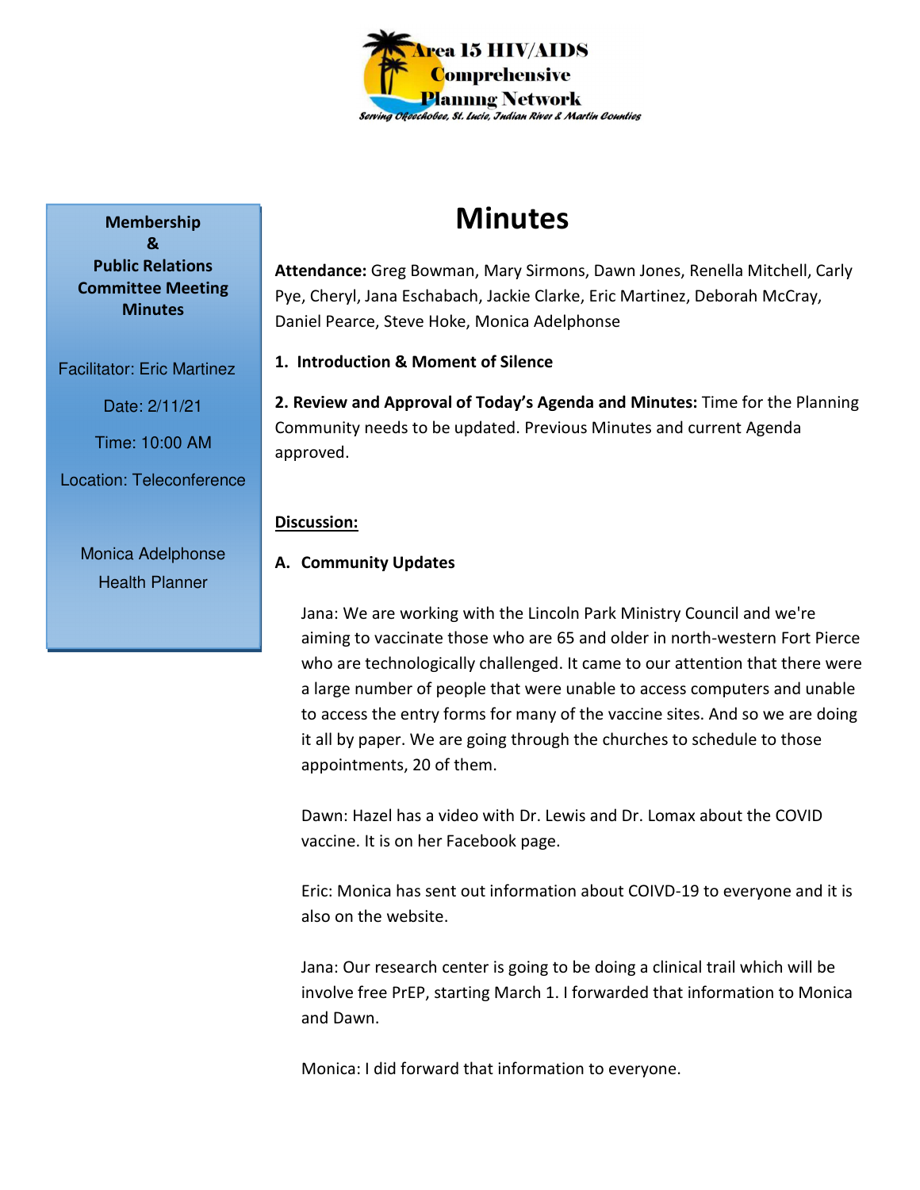Area 15 HIV/AIDS Comprehensive Planning Network

*Serving Okeechobee, St. Lucie, Indian River & Martin Counties*

**Membership & Public Relations Committee Meeting Minutes**

Facilitator: Eric Martinez

Date: 2/11/21

Time: 10:00 AM

Location: Teleconference

Monica Adelphonse

Health Planner

# Minutes

**Attendance:** Greg Bowman, Mary Sirmons, Dawn Jones, Renella Mitchell, Carly Pye, Cheryl, Jana Eschabach, Jackie Clarke, Eric Martinez, Deborah McCray, Daniel Pearce, Steve Hoke, Monica Adelphonse

**1. Introduction & Moment of Silence**

**2. Review and Approval of Today's Agenda and Minutes:** Time for the Planning Community needs to be updated. Previous Minutes and current Agenda approved.

**Discussion:**

**A. Community Updates**

Jana: We are working with the Lincoln Park Ministry Council and we're aiming to vaccinate those who are 65 and older in north-western Fort Pierce who are technologically challenged. It came to our attention that there were a large number of people that were unable to access computers and unable to access the entry forms for many of the vaccine sites. And so we are doing it all by paper. We are going through the churches to schedule to those appointments, 20 of them.

Dawn: Hazel has a video with Dr. Lewis and Dr. Lomax about the COVID vaccine. It is on her Facebook page.

Eric: Monica has sent out information about COIVD-19 to everyone and it is also on the website.

Jana: Our research center is going to be doing a clinical trail which will be involve free PrEP, starting March 1. I forwarded that information to Monica and Dawn.

Monica: I did forward that information to everyone.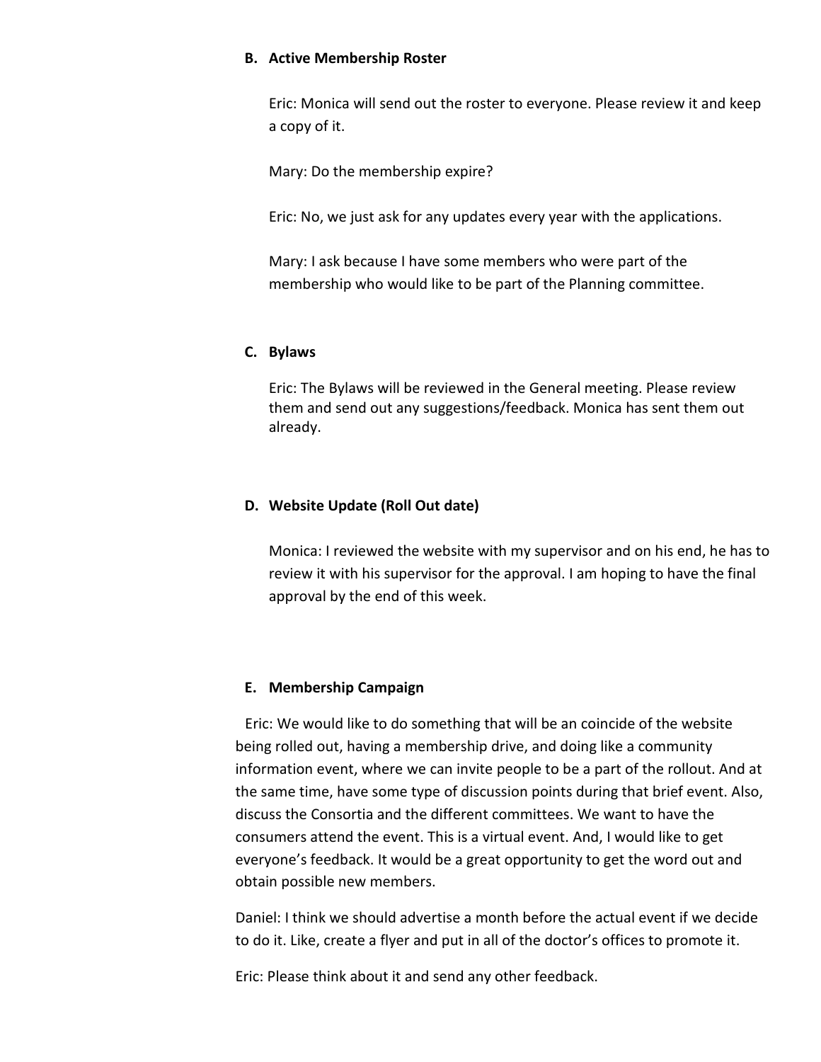**B. Active Membership Roster**

Eric: Monica will send out the roster to everyone. Please review it and keep a copy of it.

Mary: Do the membership expire?

Eric: No, we just ask for any updates every year with the applications.

Mary: I ask because I have some members who were part of the membership who would like to be part of the Planning committee.

**C. Bylaws**

Eric: The Bylaws will be reviewed in the General meeting. Please review them and send out any suggestions/feedback. Monica has sent them out already.

**D. Website Update (Roll Out date)**

Monica: I reviewed the website with my supervisor and on his end, he has to review it with his supervisor for the approval. I am hoping to have the final approval by the end of this week.

**E. Membership Campaign**

Eric: We would like to do something that will be an coincide of the website being rolled out, having a membership drive, and doing like a community information event, where we can invite people to be a part of the rollout. And at the same time, have some type of discussion points during that brief event. Also, discuss the Consortia and the different committees. We want to have the consumers attend the event. This is a virtual event. And, I would like to get everyone's feedback. It would be a great opportunity to get the word out and obtain possible new members.

Daniel: I think we should advertise a month before the actual event if we decide to do it. Like, create a flyer and put in all of the doctor's offices to promote it.

Eric: Please think about it and send any other feedback.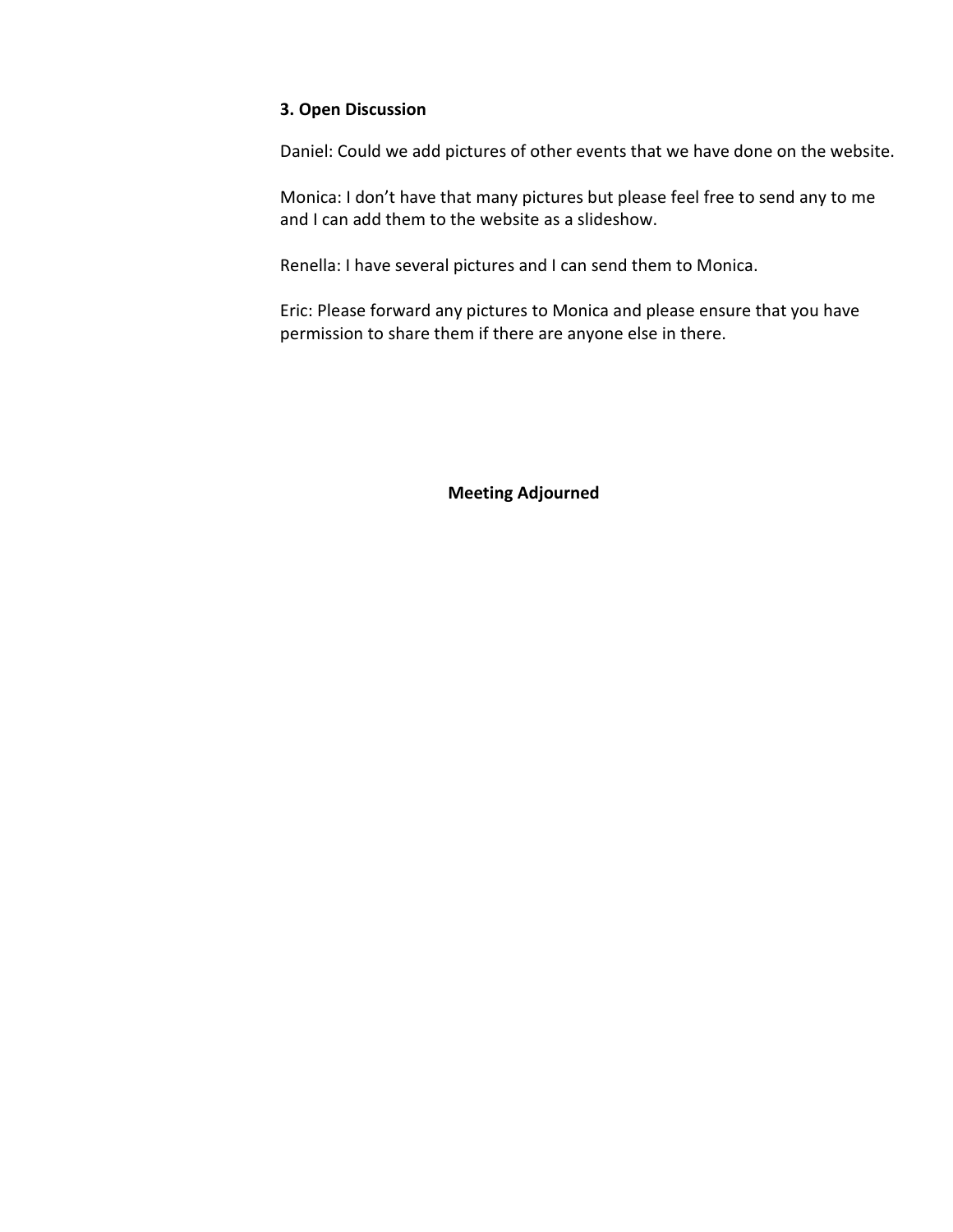### 3. Open Discussion

Daniel: Could we add pictures of other events that we have done on the website.

Monica: I don't have that many pictures but please feel free to send any to me and I can add them to the website as a slideshow.

Renella: I have several pictures and I can send them to Monica.

Eric: Please forward any pictures to Monica and please ensure that you have permission to share them if there are anyone else in there.

**Meeting Adjourned**